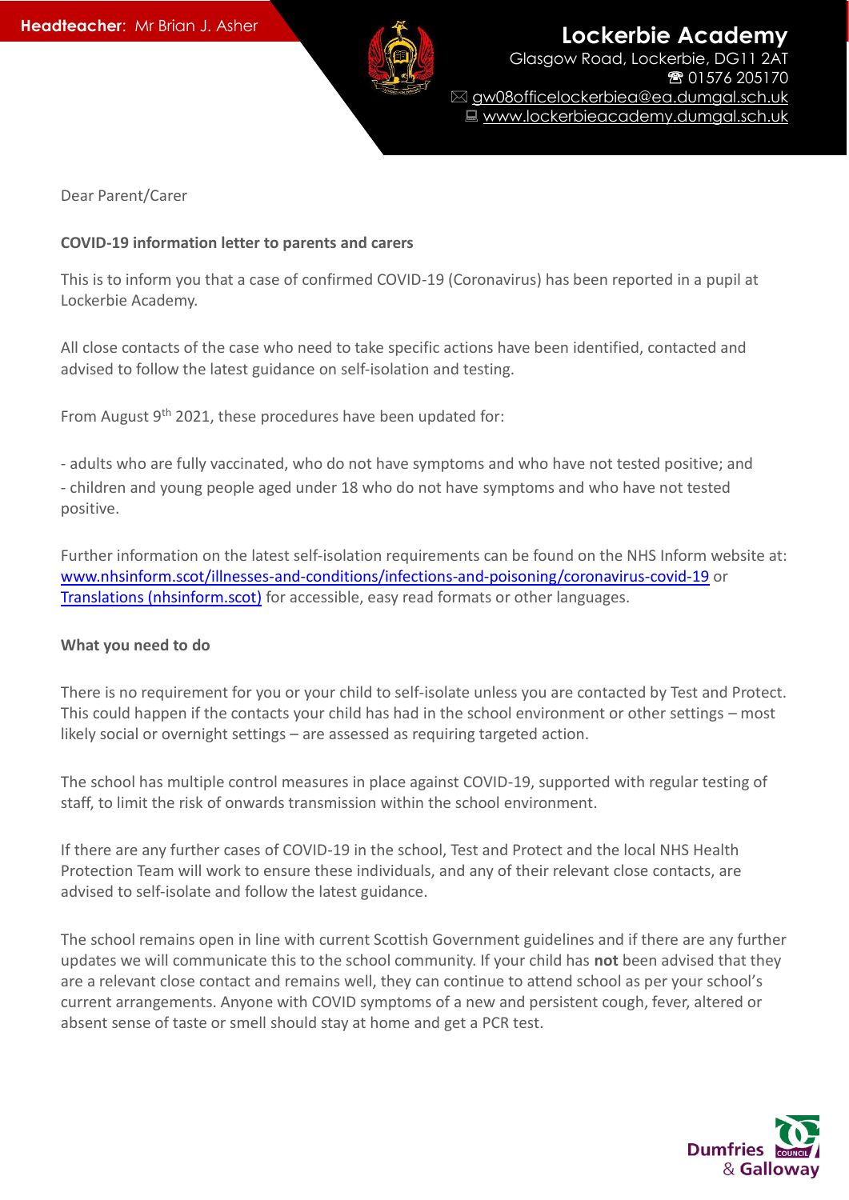**Headteacher:** Mr Brian J. Asher

# Lockerbie Academy

Glasgow Road, Lockerbie, DG11 2AT
☎ 01576 205170
✉ gw08officelockerbiea@ea.dumgal.sch.uk
💻 www.lockerbieacademy.dumgal.sch.uk

Dear Parent/Carer

**COVID-19 information letter to parents and carers**

This is to inform you that a case of confirmed COVID-19 (Coronavirus) has been reported in a pupil at Lockerbie Academy.

All close contacts of the case who need to take specific actions have been identified, contacted and advised to follow the latest guidance on self-isolation and testing.

From August 9th 2021, these procedures have been updated for:

- adults who are fully vaccinated, who do not have symptoms and who have not tested positive; and
- children and young people aged under 18 who do not have symptoms and who have not tested positive.

Further information on the latest self-isolation requirements can be found on the NHS Inform website at: www.nhsinform.scot/illnesses-and-conditions/infections-and-poisoning/coronavirus-covid-19 or Translations (nhsinform.scot) for accessible, easy read formats or other languages.

**What you need to do**

There is no requirement for you or your child to self-isolate unless you are contacted by Test and Protect. This could happen if the contacts your child has had in the school environment or other settings – most likely social or overnight settings – are assessed as requiring targeted action.

The school has multiple control measures in place against COVID-19, supported with regular testing of staff, to limit the risk of onwards transmission within the school environment.

If there are any further cases of COVID-19 in the school, Test and Protect and the local NHS Health Protection Team will work to ensure these individuals, and any of their relevant close contacts, are advised to self-isolate and follow the latest guidance.

The school remains open in line with current Scottish Government guidelines and if there are any further updates we will communicate this to the school community. If your child has **not** been advised that they are a relevant close contact and remains well, they can continue to attend school as per your school's current arrangements. Anyone with COVID symptoms of a new and persistent cough, fever, altered or absent sense of taste or smell should stay at home and get a PCR test.

Dumfries & Galloway Council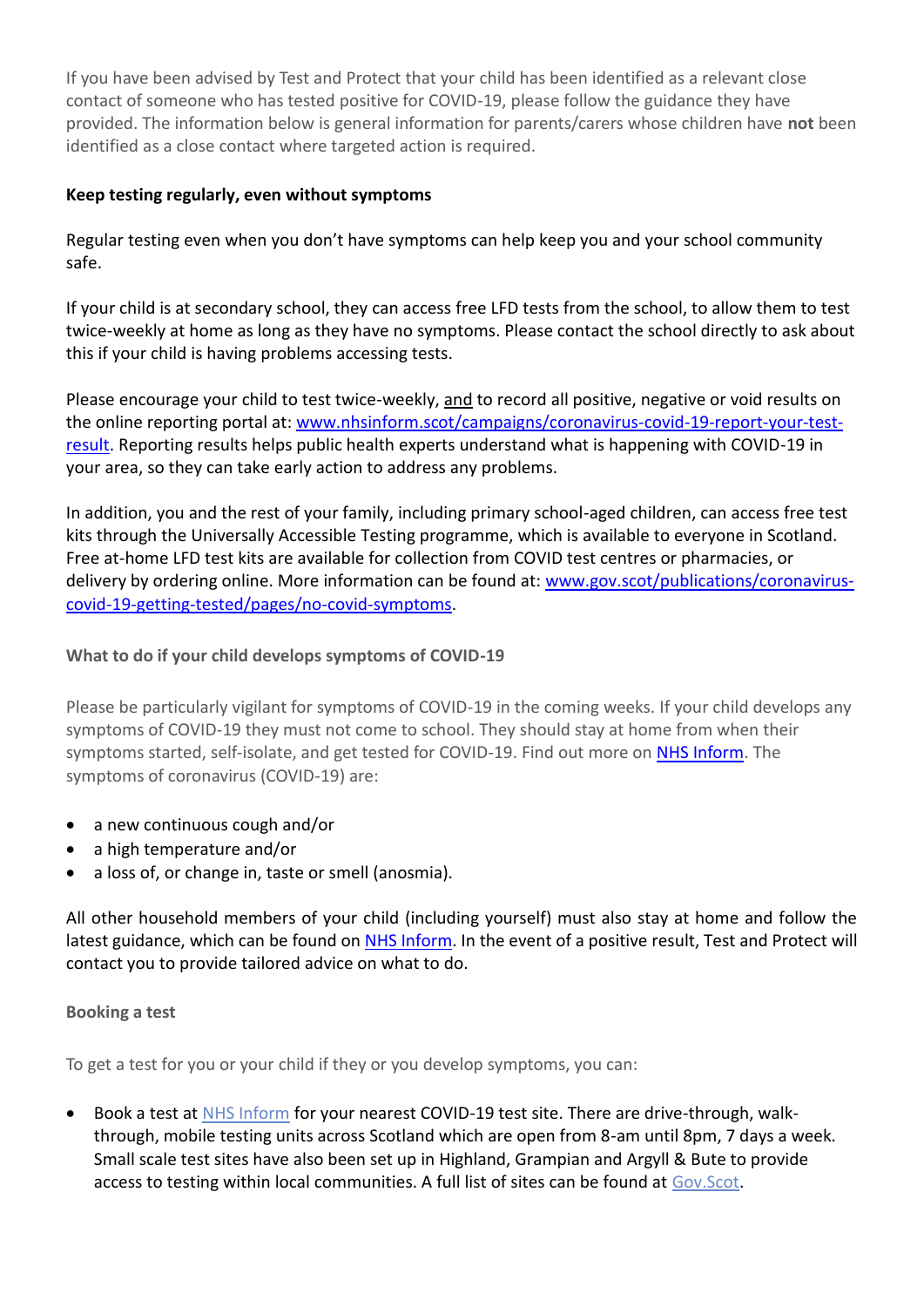If you have been advised by Test and Protect that your child has been identified as a relevant close contact of someone who has tested positive for COVID-19, please follow the guidance they have provided. The information below is general information for parents/carers whose children have **not** been identified as a close contact where targeted action is required.

**Keep testing regularly, even without symptoms**

Regular testing even when you don't have symptoms can help keep you and your school community safe.

If your child is at secondary school, they can access free LFD tests from the school, to allow them to test twice-weekly at home as long as they have no symptoms. Please contact the school directly to ask about this if your child is having problems accessing tests.

Please encourage your child to test twice-weekly, and to record all positive, negative or void results on the online reporting portal at: [www.nhsinform.scot/campaigns/coronavirus-covid-19-report-your-test-result](www.nhsinform.scot/campaigns/coronavirus-covid-19-report-your-test-result). Reporting results helps public health experts understand what is happening with COVID-19 in your area, so they can take early action to address any problems.

In addition, you and the rest of your family, including primary school-aged children, can access free test kits through the Universally Accessible Testing programme, which is available to everyone in Scotland. Free at-home LFD test kits are available for collection from COVID test centres or pharmacies, or delivery by ordering online. More information can be found at: [www.gov.scot/publications/coronavirus-covid-19-getting-tested/pages/no-covid-symptoms](www.gov.scot/publications/coronavirus-covid-19-getting-tested/pages/no-covid-symptoms).

**What to do if your child develops symptoms of COVID-19**

Please be particularly vigilant for symptoms of COVID-19 in the coming weeks. If your child develops any symptoms of COVID-19 they must not come to school. They should stay at home from when their symptoms started, self-isolate, and get tested for COVID-19. Find out more on NHS Inform. The symptoms of coronavirus (COVID-19) are:

- a new continuous cough and/or
- a high temperature and/or
- a loss of, or change in, taste or smell (anosmia).

All other household members of your child (including yourself) must also stay at home and follow the latest guidance, which can be found on NHS Inform. In the event of a positive result, Test and Protect will contact you to provide tailored advice on what to do.

**Booking a test**

To get a test for you or your child if they or you develop symptoms, you can:

- Book a test at NHS Inform for your nearest COVID-19 test site. There are drive-through, walk-through, mobile testing units across Scotland which are open from 8-am until 8pm, 7 days a week. Small scale test sites have also been set up in Highland, Grampian and Argyll & Bute to provide access to testing within local communities. A full list of sites can be found at Gov.Scot.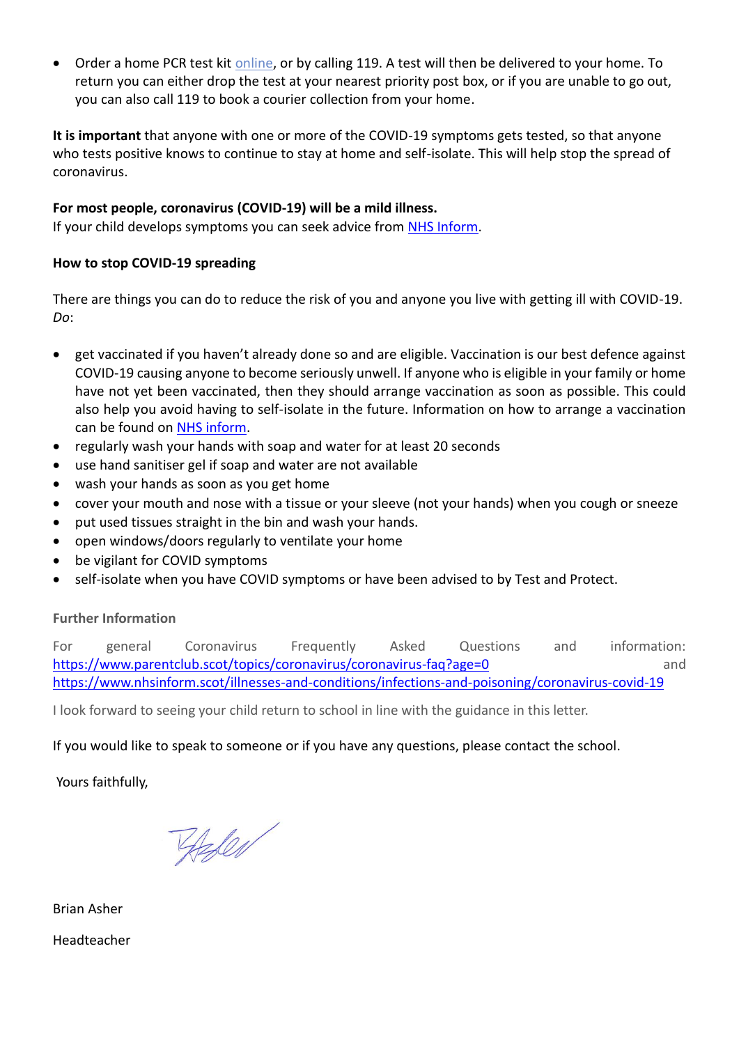- Order a home PCR test kit online, or by calling 119. A test will then be delivered to your home. To return you can either drop the test at your nearest priority post box, or if you are unable to go out, you can also call 119 to book a courier collection from your home.

**It is important** that anyone with one or more of the COVID-19 symptoms gets tested, so that anyone who tests positive knows to continue to stay at home and self-isolate. This will help stop the spread of coronavirus.

**For most people, coronavirus (COVID-19) will be a mild illness.**
If your child develops symptoms you can seek advice from NHS Inform.

**How to stop COVID-19 spreading**

There are things you can do to reduce the risk of you and anyone you live with getting ill with COVID-19. *Do*:

- get vaccinated if you haven't already done so and are eligible. Vaccination is our best defence against COVID-19 causing anyone to become seriously unwell. If anyone who is eligible in your family or home have not yet been vaccinated, then they should arrange vaccination as soon as possible. This could also help you avoid having to self-isolate in the future. Information on how to arrange a vaccination can be found on NHS inform.
- regularly wash your hands with soap and water for at least 20 seconds
- use hand sanitiser gel if soap and water are not available
- wash your hands as soon as you get home
- cover your mouth and nose with a tissue or your sleeve (not your hands) when you cough or sneeze
- put used tissues straight in the bin and wash your hands.
- open windows/doors regularly to ventilate your home
- be vigilant for COVID symptoms
- self-isolate when you have COVID symptoms or have been advised to by Test and Protect.

**Further Information**

For general Coronavirus Frequently Asked Questions and information: https://www.parentclub.scot/topics/coronavirus/coronavirus-faq?age=0 and https://www.nhsinform.scot/illnesses-and-conditions/infections-and-poisoning/coronavirus-covid-19

I look forward to seeing your child return to school in line with the guidance in this letter.

If you would like to speak to someone or if you have any questions, please contact the school.

Yours faithfully,

Brian Asher

Headteacher